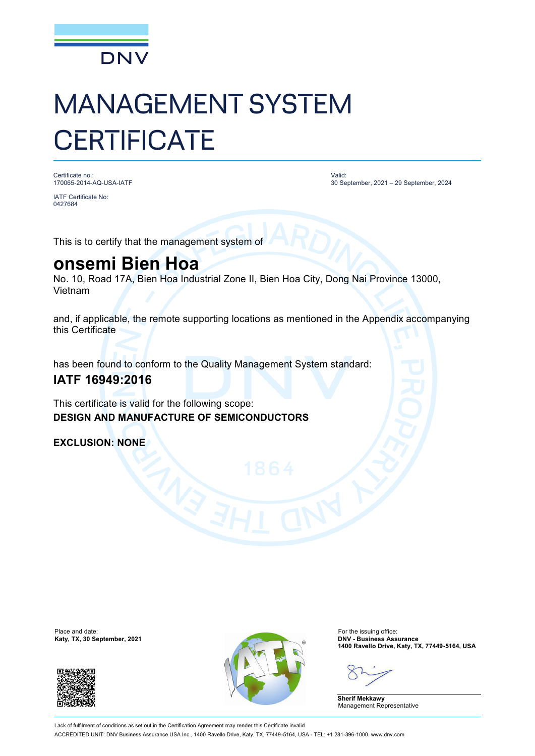DNV

# MANAGEMENT SYSTEM CERTIFICATE

Certificate no.:
170065-2014-AQ-USA-IATF

IATF Certificate No:
0427684

Valid:
30 September, 2021 – 29 September, 2024

This is to certify that the management system of

## onsemi Bien Hoa

No. 10, Road 17A, Bien Hoa Industrial Zone II, Bien Hoa City, Dong Nai Province 13000, Vietnam

and, if applicable, the remote supporting locations as mentioned in the Appendix accompanying this Certificate

has been found to conform to the Quality Management System standard:

### IATF 16949:2016

This certificate is valid for the following scope:

**DESIGN AND MANUFACTURE OF SEMICONDUCTORS**

**EXCLUSION: NONE**

Place and date:
**Katy, TX, 30 September, 2021**

For the issuing office:
**DNV - Business Assurance**
**1400 Ravello Drive, Katy, TX, 77449-5164, USA**

**Sherif Mekkawy**
Management Representative

Lack of fulfilment of conditions as set out in the Certification Agreement may render this Certificate invalid.

ACCREDITED UNIT: DNV Business Assurance USA Inc., 1400 Ravello Drive, Katy, TX, 77449-5164, USA - TEL: +1 281-396-1000. www.dnv.com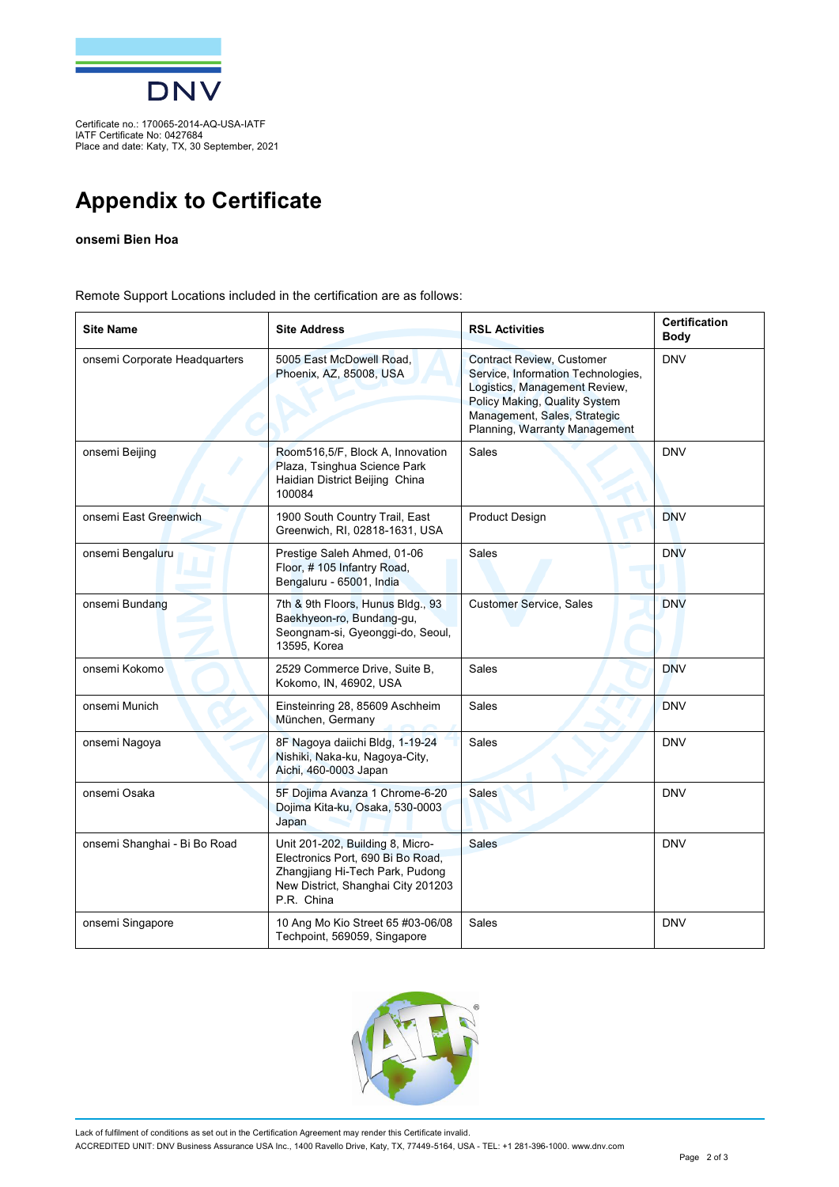Certificate no.: 170065-2014-AQ-USA-IATF
IATF Certificate No: 0427684
Place and date: Katy, TX, 30 September, 2021

# Appendix to Certificate

**onsemi Bien Hoa**

Remote Support Locations included in the certification are as follows:

| Site Name | Site Address | RSL Activities | Certification Body |
|---|---|---|---|
| onsemi Corporate Headquarters | 5005 East McDowell Road, Phoenix, AZ, 85008, USA | Contract Review, Customer Service, Information Technologies, Logistics, Management Review, Policy Making, Quality System Management, Sales, Strategic Planning, Warranty Management | DNV |
| onsemi Beijing | Room516,5/F, Block A, Innovation Plaza, Tsinghua Science Park Haidian District Beijing China 100084 | Sales | DNV |
| onsemi East Greenwich | 1900 South Country Trail, East Greenwich, RI, 02818-1631, USA | Product Design | DNV |
| onsemi Bengaluru | Prestige Saleh Ahmed, 01-06 Floor, # 105 Infantry Road, Bengaluru - 65001, India | Sales | DNV |
| onsemi Bundang | 7th & 9th Floors, Hunus Bldg., 93 Baekhyeon-ro, Bundang-gu, Seongnam-si, Gyeonggi-do, Seoul, 13595, Korea | Customer Service, Sales | DNV |
| onsemi Kokomo | 2529 Commerce Drive, Suite B, Kokomo, IN, 46902, USA | Sales | DNV |
| onsemi Munich | Einsteinring 28, 85609 Aschheim München, Germany | Sales | DNV |
| onsemi Nagoya | 8F Nagoya daiichi Bldg, 1-19-24 Nishiki, Naka-ku, Nagoya-City, Aichi, 460-0003 Japan | Sales | DNV |
| onsemi Osaka | 5F Dojima Avanza 1 Chrome-6-20 Dojima Kita-ku, Osaka, 530-0003 Japan | Sales | DNV |
| onsemi Shanghai - Bi Bo Road | Unit 201-202, Building 8, Micro-Electronics Port, 690 Bi Bo Road, Zhangjiang Hi-Tech Park, Pudong New District, Shanghai City 201203 P.R. China | Sales | DNV |
| onsemi Singapore | 10 Ang Mo Kio Street 65 #03-06/08 Techpoint, 569059, Singapore | Sales | DNV |

Lack of fulfilment of conditions as set out in the Certification Agreement may render this Certificate invalid.
ACCREDITED UNIT: DNV Business Assurance USA Inc., 1400 Ravello Drive, Katy, TX, 77449-5164, USA - TEL: +1 281-396-1000. www.dnv.com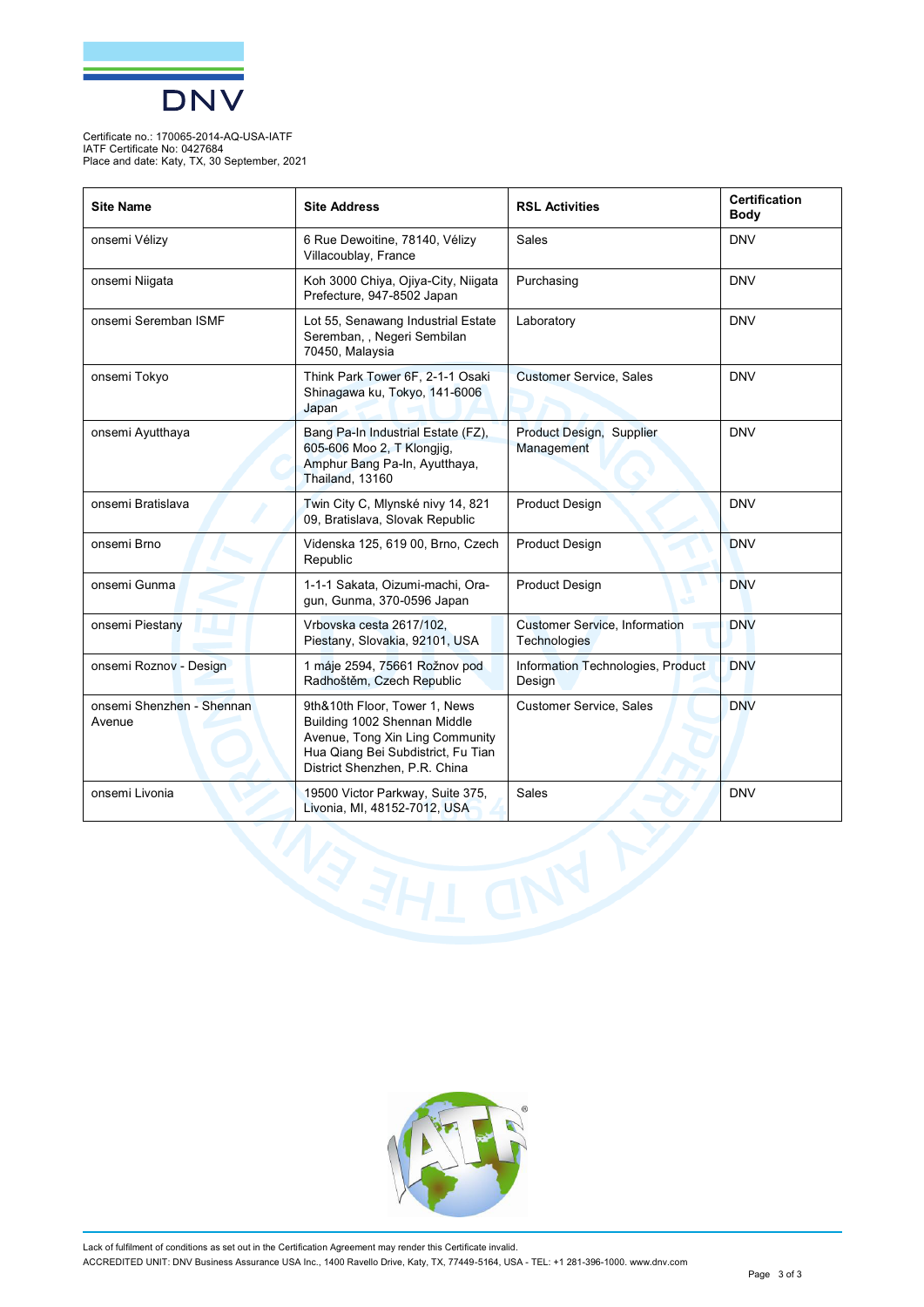Certificate no.: 170065-2014-AQ-USA-IATF
IATF Certificate No: 0427684
Place and date: Katy, TX, 30 September, 2021

| Site Name | Site Address | RSL Activities | Certification Body |
|---|---|---|---|
| onsemi Vélizy | 6 Rue Dewoitine, 78140, Vélizy Villacoublay, France | Sales | DNV |
| onsemi Niigata | Koh 3000 Chiya, Ojiya-City, Niigata Prefecture, 947-8502 Japan | Purchasing | DNV |
| onsemi Seremban ISMF | Lot 55, Senawang Industrial Estate Seremban, , Negeri Sembilan 70450, Malaysia | Laboratory | DNV |
| onsemi Tokyo | Think Park Tower 6F, 2-1-1 Osaki Shinagawa ku, Tokyo, 141-6006 Japan | Customer Service, Sales | DNV |
| onsemi Ayutthaya | Bang Pa-In Industrial Estate (FZ), 605-606 Moo 2, T Klongjig, Amphur Bang Pa-In, Ayutthaya, Thailand, 13160 | Product Design, Supplier Management | DNV |
| onsemi Bratislava | Twin City C, Mlynské nivy 14, 821 09, Bratislava, Slovak Republic | Product Design | DNV |
| onsemi Brno | Videnska 125, 619 00, Brno, Czech Republic | Product Design | DNV |
| onsemi Gunma | 1-1-1 Sakata, Oizumi-machi, Ora-gun, Gunma, 370-0596 Japan | Product Design | DNV |
| onsemi Piestany | Vrbovska cesta 2617/102, Piestany, Slovakia, 92101, USA | Customer Service, Information Technologies | DNV |
| onsemi Roznov - Design | 1 máje 2594, 75661 Rožnov pod Radhoštěm, Czech Republic | Information Technologies, Product Design | DNV |
| onsemi Shenzhen - Shennan Avenue | 9th&10th Floor, Tower 1, News Building 1002 Shennan Middle Avenue, Tong Xin Ling Community Hua Qiang Bei Subdistrict, Fu Tian District Shenzhen, P.R. China | Customer Service, Sales | DNV |
| onsemi Livonia | 19500 Victor Parkway, Suite 375, Livonia, MI, 48152-7012, USA | Sales | DNV |

Lack of fulfilment of conditions as set out in the Certification Agreement may render this Certificate invalid.

ACCREDITED UNIT: DNV Business Assurance USA Inc., 1400 Ravello Drive, Katy, TX, 77449-5164, USA - TEL: +1 281-396-1000. www.dnv.com